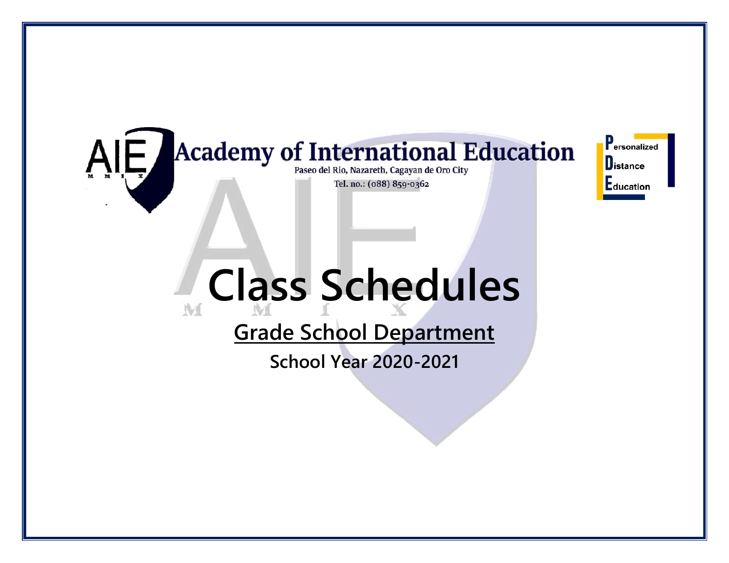# Academy of International Education

Paseo del Rio, Nazareth, Cagayan de Oro City

Tel. no.: (088) 859-0362

**P**ersonalized
**D**istance
**E**ducation

# Class Schedules

## Grade School Department

### School Year 2020-2021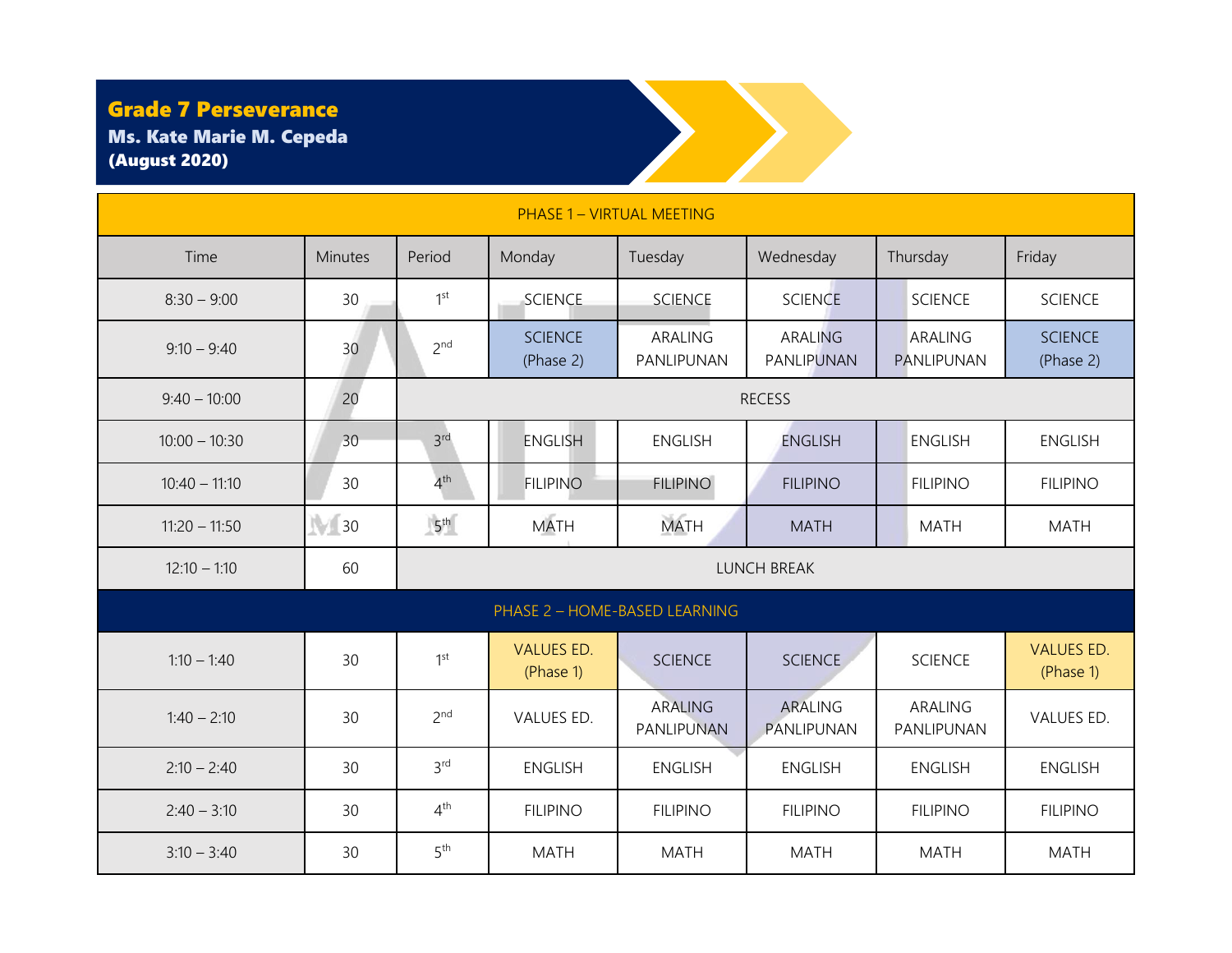**Grade 7 Perseverance**
**Ms. Kate Marie M. Cepeda**
**(August 2020)**

| PHASE 1 – VIRTUAL MEETING | | | | | | | |
|---|---|---|---|---|---|---|---|
| Time | Minutes | Period | Monday | Tuesday | Wednesday | Thursday | Friday |
| 8:30 – 9:00 | 30 | 1st | SCIENCE | SCIENCE | SCIENCE | SCIENCE | SCIENCE |
| 9:10 – 9:40 | 30 | 2nd | SCIENCE (Phase 2) | ARALING PANLIPUNAN | ARALING PANLIPUNAN | ARALING PANLIPUNAN | SCIENCE (Phase 2) |
| 9:40 – 10:00 | 20 | RECESS | | | | | |
| 10:00 – 10:30 | 30 | 3rd | ENGLISH | ENGLISH | ENGLISH | ENGLISH | ENGLISH |
| 10:40 – 11:10 | 30 | 4th | FILIPINO | FILIPINO | FILIPINO | FILIPINO | FILIPINO |
| 11:20 – 11:50 | 30 | 5th | MATH | MATH | MATH | MATH | MATH |
| 12:10 – 1:10 | 60 | LUNCH BREAK | | | | | |
| PHASE 2 – HOME-BASED LEARNING | | | | | | | |
| 1:10 – 1:40 | 30 | 1st | VALUES ED. (Phase 1) | SCIENCE | SCIENCE | SCIENCE | VALUES ED. (Phase 1) |
| 1:40 – 2:10 | 30 | 2nd | VALUES ED. | ARALING PANLIPUNAN | ARALING PANLIPUNAN | ARALING PANLIPUNAN | VALUES ED. |
| 2:10 – 2:40 | 30 | 3rd | ENGLISH | ENGLISH | ENGLISH | ENGLISH | ENGLISH |
| 2:40 – 3:10 | 30 | 4th | FILIPINO | FILIPINO | FILIPINO | FILIPINO | FILIPINO |
| 3:10 – 3:40 | 30 | 5th | MATH | MATH | MATH | MATH | MATH |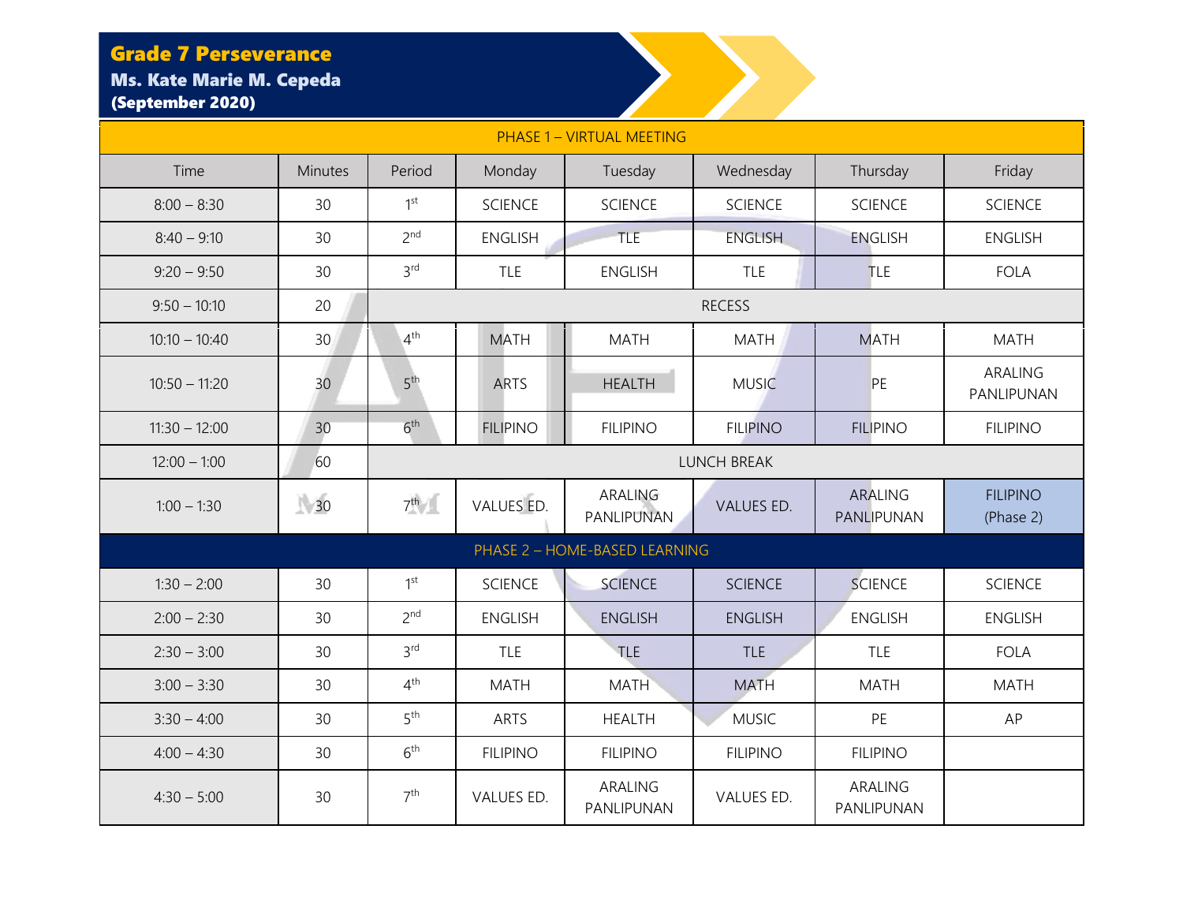**Grade 7 Perseverance**
**Ms. Kate Marie M. Cepeda**
**(September 2020)**

| Time | Minutes | Period | Monday | Tuesday | Wednesday | Thursday | Friday |
|---|---|---|---|---|---|---|---|
| PHASE 1 – VIRTUAL MEETING | | | | | | | |
| 8:00 – 8:30 | 30 | 1st | SCIENCE | SCIENCE | SCIENCE | SCIENCE | SCIENCE |
| 8:40 – 9:10 | 30 | 2nd | ENGLISH | TLE | ENGLISH | ENGLISH | ENGLISH |
| 9:20 – 9:50 | 30 | 3rd | TLE | ENGLISH | TLE | TLE | FOLA |
| 9:50 – 10:10 | 20 | RECESS | | | | | |
| 10:10 – 10:40 | 30 | 4th | MATH | MATH | MATH | MATH | MATH |
| 10:50 – 11:20 | 30 | 5th | ARTS | HEALTH | MUSIC | PE | ARALING PANLIPUNAN |
| 11:30 – 12:00 | 30 | 6th | FILIPINO | FILIPINO | FILIPINO | FILIPINO | FILIPINO |
| 12:00 – 1:00 | 60 | LUNCH BREAK | | | | | |
| 1:00 – 1:30 | 30 | 7th | VALUES ED. | ARALING PANLIPUNAN | VALUES ED. | ARALING PANLIPUNAN | FILIPINO (Phase 2) |
| PHASE 2 – HOME-BASED LEARNING | | | | | | | |
| 1:30 – 2:00 | 30 | 1st | SCIENCE | SCIENCE | SCIENCE | SCIENCE | SCIENCE |
| 2:00 – 2:30 | 30 | 2nd | ENGLISH | ENGLISH | ENGLISH | ENGLISH | ENGLISH |
| 2:30 – 3:00 | 30 | 3rd | TLE | TLE | TLE | TLE | FOLA |
| 3:00 – 3:30 | 30 | 4th | MATH | MATH | MATH | MATH | MATH |
| 3:30 – 4:00 | 30 | 5th | ARTS | HEALTH | MUSIC | PE | AP |
| 4:00 – 4:30 | 30 | 6th | FILIPINO | FILIPINO | FILIPINO | FILIPINO | |
| 4:30 – 5:00 | 30 | 7th | VALUES ED. | ARALING PANLIPUNAN | VALUES ED. | ARALING PANLIPUNAN | |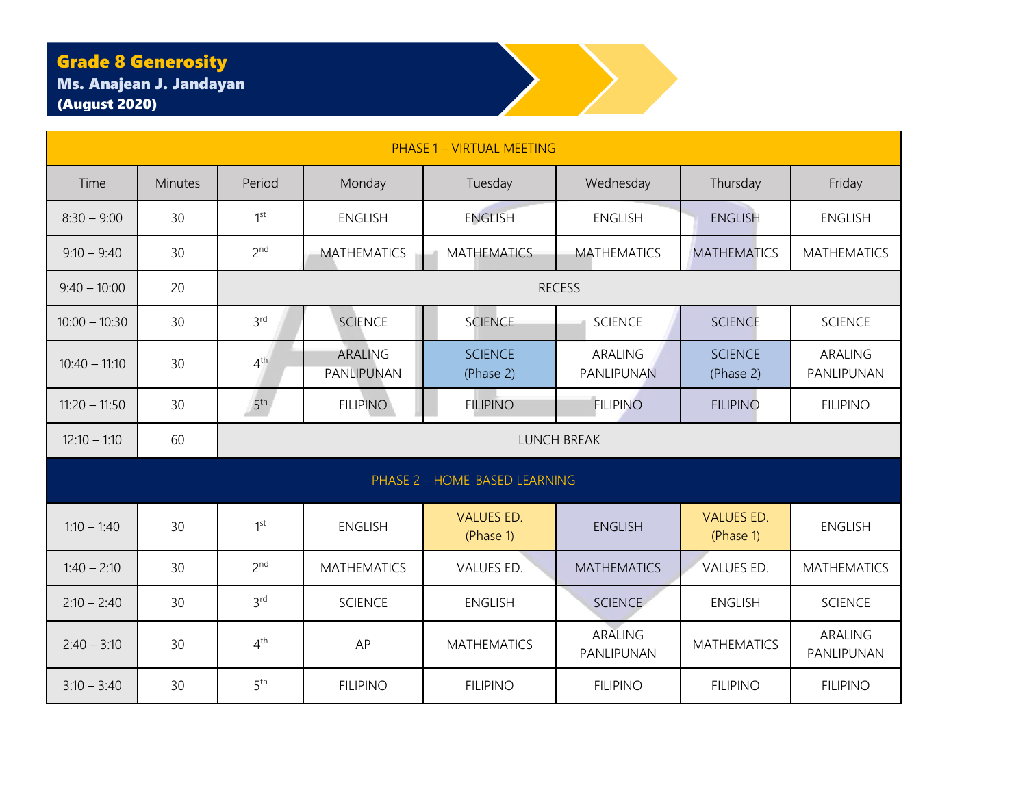**Grade 8 Generosity**
**Ms. Anajean J. Jandayan**
**(August 2020)**

| PHASE 1 – VIRTUAL MEETING | | | | | | | |
|---|---|---|---|---|---|---|---|
| Time | Minutes | Period | Monday | Tuesday | Wednesday | Thursday | Friday |
| 8:30 – 9:00 | 30 | 1st | ENGLISH | ENGLISH | ENGLISH | ENGLISH | ENGLISH |
| 9:10 – 9:40 | 30 | 2nd | MATHEMATICS | MATHEMATICS | MATHEMATICS | MATHEMATICS | MATHEMATICS |
| 9:40 – 10:00 | 20 | RECESS | | | | | |
| 10:00 – 10:30 | 30 | 3rd | SCIENCE | SCIENCE | SCIENCE | SCIENCE | SCIENCE |
| 10:40 – 11:10 | 30 | 4th | ARALING PANLIPUNAN | SCIENCE (Phase 2) | ARALING PANLIPUNAN | SCIENCE (Phase 2) | ARALING PANLIPUNAN |
| 11:20 – 11:50 | 30 | 5th | FILIPINO | FILIPINO | FILIPINO | FILIPINO | FILIPINO |
| 12:10 – 1:10 | 60 | LUNCH BREAK | | | | | |
| PHASE 2 – HOME-BASED LEARNING | | | | | | | |
| 1:10 – 1:40 | 30 | 1st | ENGLISH | VALUES ED. (Phase 1) | ENGLISH | VALUES ED. (Phase 1) | ENGLISH |
| 1:40 – 2:10 | 30 | 2nd | MATHEMATICS | VALUES ED. | MATHEMATICS | VALUES ED. | MATHEMATICS |
| 2:10 – 2:40 | 30 | 3rd | SCIENCE | ENGLISH | SCIENCE | ENGLISH | SCIENCE |
| 2:40 – 3:10 | 30 | 4th | AP | MATHEMATICS | ARALING PANLIPUNAN | MATHEMATICS | ARALING PANLIPUNAN |
| 3:10 – 3:40 | 30 | 5th | FILIPINO | FILIPINO | FILIPINO | FILIPINO | FILIPINO |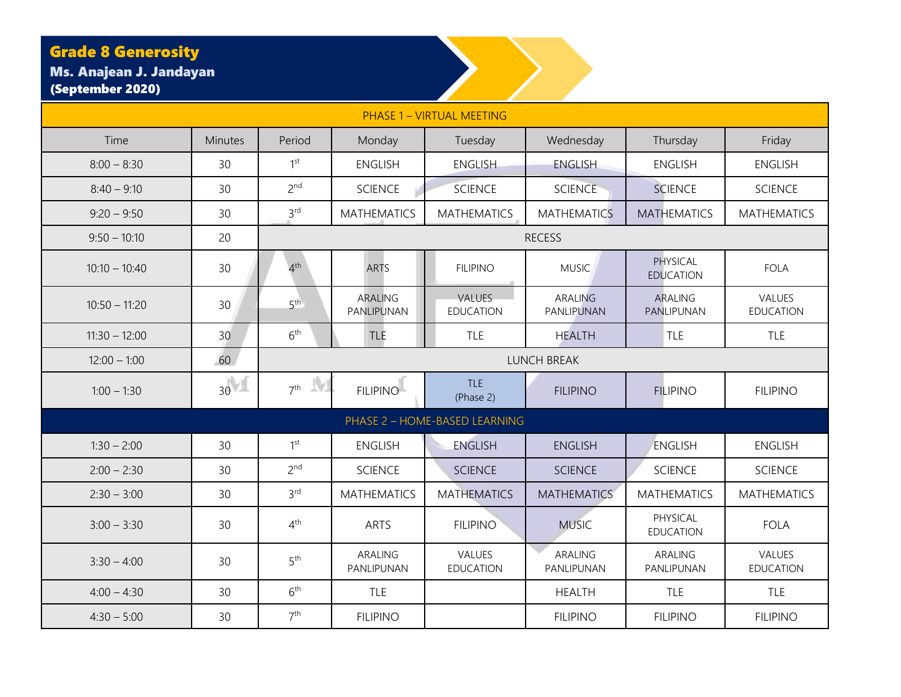**Grade 8 Generosity**

**Ms. Anajean J. Jandayan**

**(September 2020)**

| Time | Minutes | Period | Monday | Tuesday | Wednesday | Thursday | Friday |
|---|---|---|---|---|---|---|---|
| PHASE 1 – VIRTUAL MEETING | | | | | | | |
| 8:00 – 8:30 | 30 | 1st | ENGLISH | ENGLISH | ENGLISH | ENGLISH | ENGLISH |
| 8:40 – 9:10 | 30 | 2nd | SCIENCE | SCIENCE | SCIENCE | SCIENCE | SCIENCE |
| 9:20 – 9:50 | 30 | 3rd | MATHEMATICS | MATHEMATICS | MATHEMATICS | MATHEMATICS | MATHEMATICS |
| 9:50 – 10:10 | 20 | RECESS | | | | | |
| 10:10 – 10:40 | 30 | 4th | ARTS | FILIPINO | MUSIC | PHYSICAL EDUCATION | FOLA |
| 10:50 – 11:20 | 30 | 5th | ARALING PANLIPUNAN | VALUES EDUCATION | ARALING PANLIPUNAN | ARALING PANLIPUNAN | VALUES EDUCATION |
| 11:30 – 12:00 | 30 | 6th | TLE | TLE | HEALTH | TLE | TLE |
| 12:00 – 1:00 | 60 | LUNCH BREAK | | | | | |
| 1:00 – 1:30 | 30 | 7th | FILIPINO | TLE (Phase 2) | FILIPINO | FILIPINO | FILIPINO |
| PHASE 2 – HOME-BASED LEARNING | | | | | | | |
| 1:30 – 2:00 | 30 | 1st | ENGLISH | ENGLISH | ENGLISH | ENGLISH | ENGLISH |
| 2:00 – 2:30 | 30 | 2nd | SCIENCE | SCIENCE | SCIENCE | SCIENCE | SCIENCE |
| 2:30 – 3:00 | 30 | 3rd | MATHEMATICS | MATHEMATICS | MATHEMATICS | MATHEMATICS | MATHEMATICS |
| 3:00 – 3:30 | 30 | 4th | ARTS | FILIPINO | MUSIC | PHYSICAL EDUCATION | FOLA |
| 3:30 – 4:00 | 30 | 5th | ARALING PANLIPUNAN | VALUES EDUCATION | ARALING PANLIPUNAN | ARALING PANLIPUNAN | VALUES EDUCATION |
| 4:00 – 4:30 | 30 | 6th | TLE | | HEALTH | TLE | TLE |
| 4:30 – 5:00 | 30 | 7th | FILIPINO | | FILIPINO | FILIPINO | FILIPINO |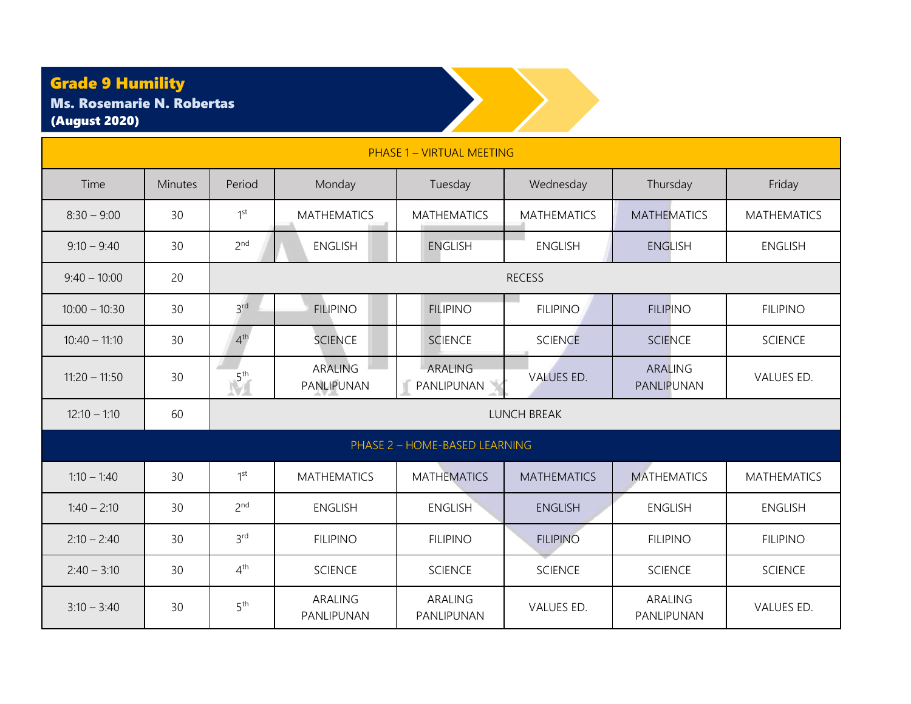# Grade 9 Humility

**Ms. Rosemarie N. Robertas**

**(August 2020)**

| PHASE 1 – VIRTUAL MEETING | | | | | | | |
|---|---|---|---|---|---|---|---|
| Time | Minutes | Period | Monday | Tuesday | Wednesday | Thursday | Friday |
| 8:30 – 9:00 | 30 | 1st | MATHEMATICS | MATHEMATICS | MATHEMATICS | MATHEMATICS | MATHEMATICS |
| 9:10 – 9:40 | 30 | 2nd | ENGLISH | ENGLISH | ENGLISH | ENGLISH | ENGLISH |
| 9:40 – 10:00 | 20 | RECESS | | | | | |
| 10:00 – 10:30 | 30 | 3rd | FILIPINO | FILIPINO | FILIPINO | FILIPINO | FILIPINO |
| 10:40 – 11:10 | 30 | 4th | SCIENCE | SCIENCE | SCIENCE | SCIENCE | SCIENCE |
| 11:20 – 11:50 | 30 | 5th | ARALING PANLIPUNAN | ARALING PANLIPUNAN | VALUES ED. | ARALING PANLIPUNAN | VALUES ED. |
| 12:10 – 1:10 | 60 | LUNCH BREAK | | | | | |
| PHASE 2 – HOME-BASED LEARNING | | | | | | | |
| 1:10 – 1:40 | 30 | 1st | MATHEMATICS | MATHEMATICS | MATHEMATICS | MATHEMATICS | MATHEMATICS |
| 1:40 – 2:10 | 30 | 2nd | ENGLISH | ENGLISH | ENGLISH | ENGLISH | ENGLISH |
| 2:10 – 2:40 | 30 | 3rd | FILIPINO | FILIPINO | FILIPINO | FILIPINO | FILIPINO |
| 2:40 – 3:10 | 30 | 4th | SCIENCE | SCIENCE | SCIENCE | SCIENCE | SCIENCE |
| 3:10 – 3:40 | 30 | 5th | ARALING PANLIPUNAN | ARALING PANLIPUNAN | VALUES ED. | ARALING PANLIPUNAN | VALUES ED. |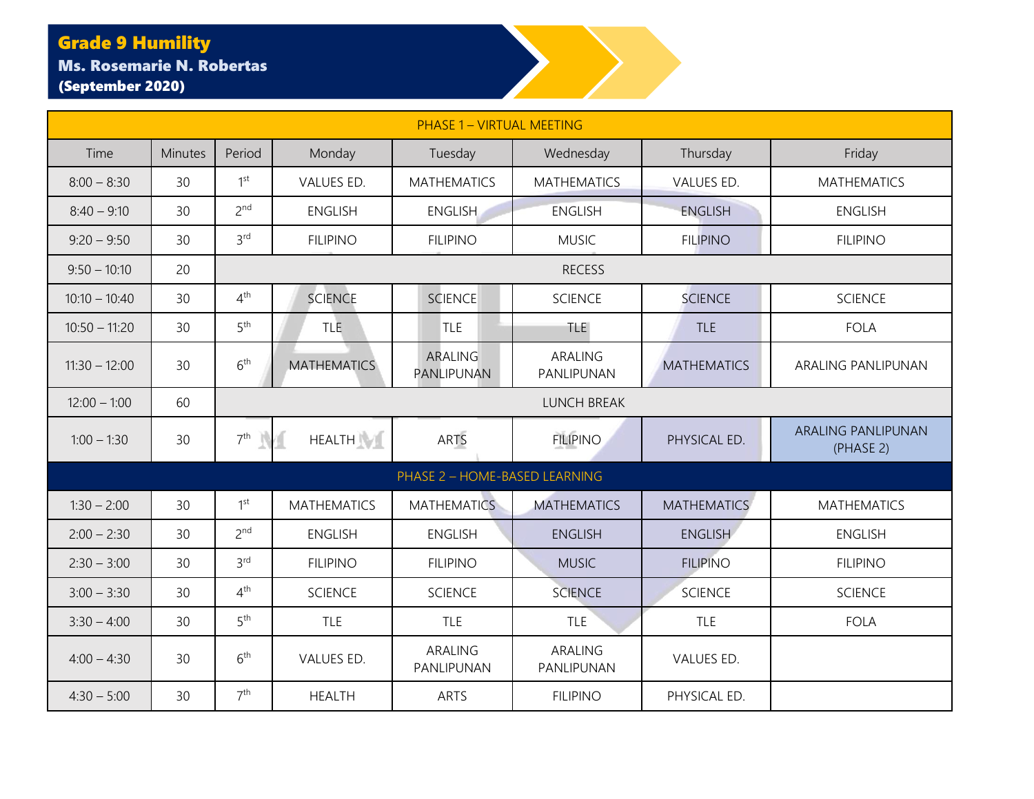**Grade 9 Humility**
**Ms. Rosemarie N. Robertas**
**(September 2020)**

| Time | Minutes | Period | Monday | Tuesday | Wednesday | Thursday | Friday |
|---|---|---|---|---|---|---|---|
| PHASE 1 – VIRTUAL MEETING | | | | | | | |
| 8:00 – 8:30 | 30 | 1st | VALUES ED. | MATHEMATICS | MATHEMATICS | VALUES ED. | MATHEMATICS |
| 8:40 – 9:10 | 30 | 2nd | ENGLISH | ENGLISH | ENGLISH | ENGLISH | ENGLISH |
| 9:20 – 9:50 | 30 | 3rd | FILIPINO | FILIPINO | MUSIC | FILIPINO | FILIPINO |
| 9:50 – 10:10 | 20 | RECESS | | | | | |
| 10:10 – 10:40 | 30 | 4th | SCIENCE | SCIENCE | SCIENCE | SCIENCE | SCIENCE |
| 10:50 – 11:20 | 30 | 5th | TLE | TLE | TLE | TLE | FOLA |
| 11:30 – 12:00 | 30 | 6th | MATHEMATICS | ARALING PANLIPUNAN | ARALING PANLIPUNAN | MATHEMATICS | ARALING PANLIPUNAN |
| 12:00 – 1:00 | 60 | LUNCH BREAK | | | | | |
| 1:00 – 1:30 | 30 | 7th | HEALTH | ARTS | FILIPINO | PHYSICAL ED. | ARALING PANLIPUNAN (PHASE 2) |
| PHASE 2 – HOME-BASED LEARNING | | | | | | | |
| 1:30 – 2:00 | 30 | 1st | MATHEMATICS | MATHEMATICS | MATHEMATICS | MATHEMATICS | MATHEMATICS |
| 2:00 – 2:30 | 30 | 2nd | ENGLISH | ENGLISH | ENGLISH | ENGLISH | ENGLISH |
| 2:30 – 3:00 | 30 | 3rd | FILIPINO | FILIPINO | MUSIC | FILIPINO | FILIPINO |
| 3:00 – 3:30 | 30 | 4th | SCIENCE | SCIENCE | SCIENCE | SCIENCE | SCIENCE |
| 3:30 – 4:00 | 30 | 5th | TLE | TLE | TLE | TLE | FOLA |
| 4:00 – 4:30 | 30 | 6th | VALUES ED. | ARALING PANLIPUNAN | ARALING PANLIPUNAN | VALUES ED. | |
| 4:30 – 5:00 | 30 | 7th | HEALTH | ARTS | FILIPINO | PHYSICAL ED. | |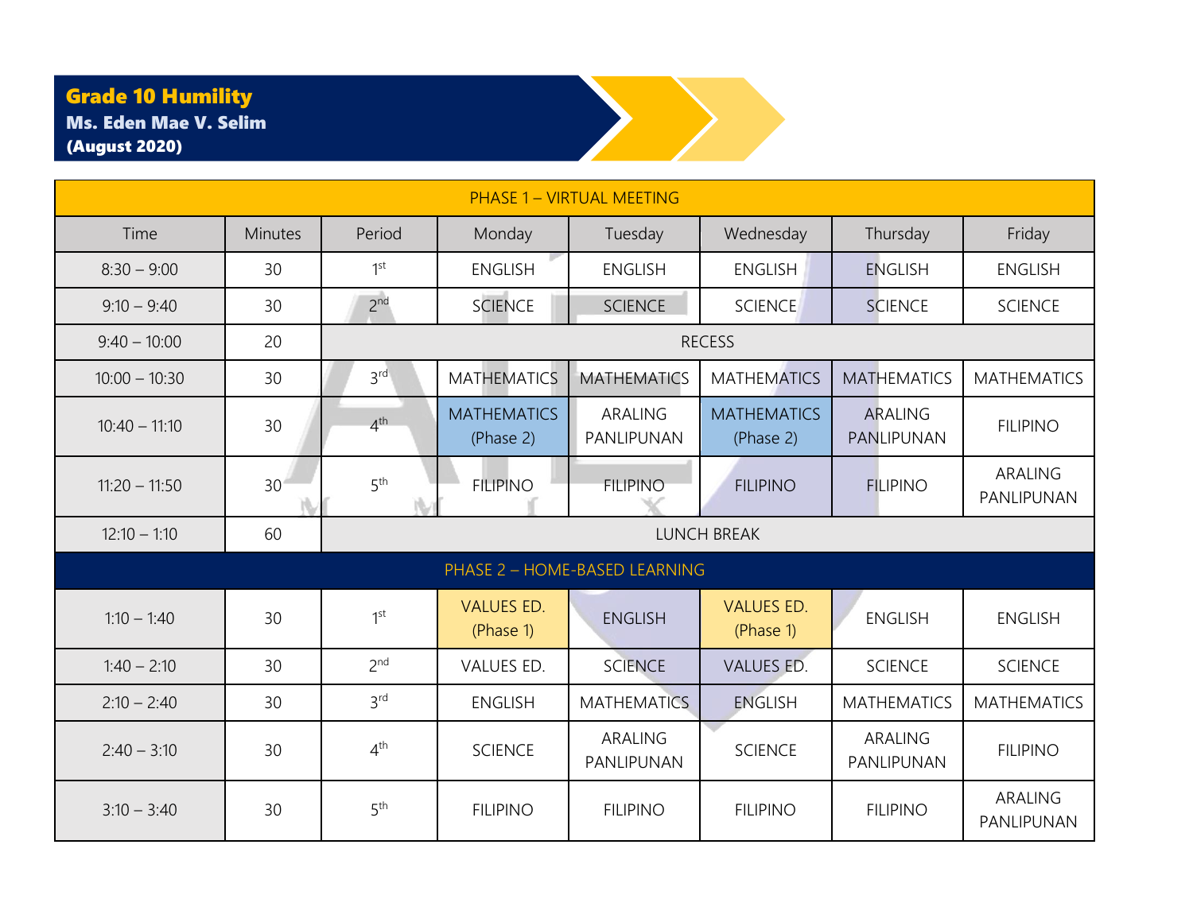**Grade 10 Humility**
**Ms. Eden Mae V. Selim**
**(August 2020)**

| PHASE 1 – VIRTUAL MEETING | | | | | | | |
|---|---|---|---|---|---|---|---|
| Time | Minutes | Period | Monday | Tuesday | Wednesday | Thursday | Friday |
| 8:30 – 9:00 | 30 | 1st | ENGLISH | ENGLISH | ENGLISH | ENGLISH | ENGLISH |
| 9:10 – 9:40 | 30 | 2nd | SCIENCE | SCIENCE | SCIENCE | SCIENCE | SCIENCE |
| 9:40 – 10:00 | 20 | RECESS | | | | | |
| 10:00 – 10:30 | 30 | 3rd | MATHEMATICS | MATHEMATICS | MATHEMATICS | MATHEMATICS | MATHEMATICS |
| 10:40 – 11:10 | 30 | 4th | MATHEMATICS (Phase 2) | ARALING PANLIPUNAN | MATHEMATICS (Phase 2) | ARALING PANLIPUNAN | FILIPINO |
| 11:20 – 11:50 | 30 | 5th | FILIPINO | FILIPINO | FILIPINO | FILIPINO | ARALING PANLIPUNAN |
| 12:10 – 1:10 | 60 | LUNCH BREAK | | | | | |
| PHASE 2 – HOME-BASED LEARNING | | | | | | | |
| 1:10 – 1:40 | 30 | 1st | VALUES ED. (Phase 1) | ENGLISH | VALUES ED. (Phase 1) | ENGLISH | ENGLISH |
| 1:40 – 2:10 | 30 | 2nd | VALUES ED. | SCIENCE | VALUES ED. | SCIENCE | SCIENCE |
| 2:10 – 2:40 | 30 | 3rd | ENGLISH | MATHEMATICS | ENGLISH | MATHEMATICS | MATHEMATICS |
| 2:40 – 3:10 | 30 | 4th | SCIENCE | ARALING PANLIPUNAN | SCIENCE | ARALING PANLIPUNAN | FILIPINO |
| 3:10 – 3:40 | 30 | 5th | FILIPINO | FILIPINO | FILIPINO | FILIPINO | ARALING PANLIPUNAN |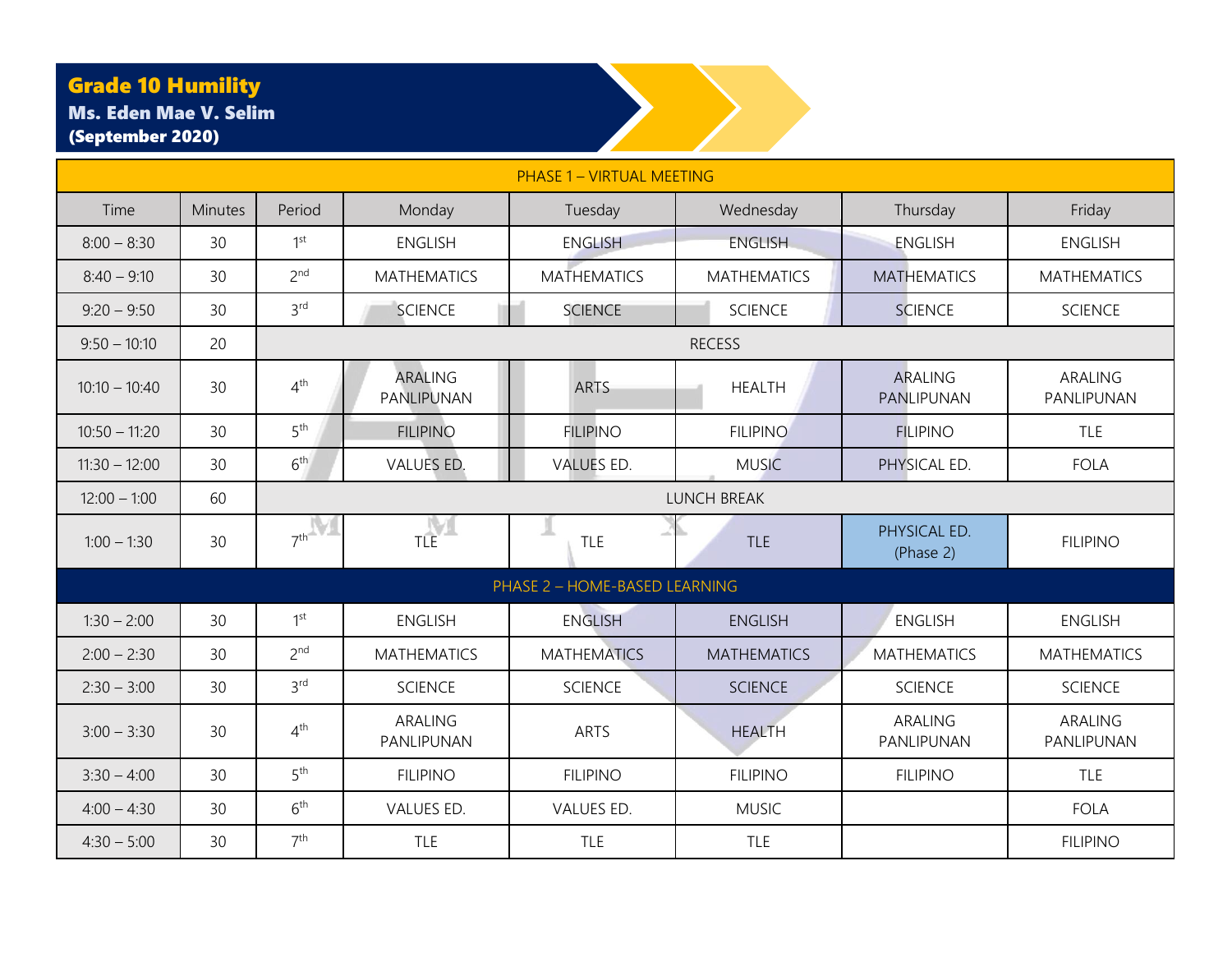**Grade 10 Humility**
**Ms. Eden Mae V. Selim**
**(September 2020)**

| PHASE 1 – VIRTUAL MEETING | | | | | | | |
|---|---|---|---|---|---|---|---|
| Time | Minutes | Period | Monday | Tuesday | Wednesday | Thursday | Friday |
| 8:00 – 8:30 | 30 | 1st | ENGLISH | ENGLISH | ENGLISH | ENGLISH | ENGLISH |
| 8:40 – 9:10 | 30 | 2nd | MATHEMATICS | MATHEMATICS | MATHEMATICS | MATHEMATICS | MATHEMATICS |
| 9:20 – 9:50 | 30 | 3rd | SCIENCE | SCIENCE | SCIENCE | SCIENCE | SCIENCE |
| 9:50 – 10:10 | 20 | RECESS | | | | | |
| 10:10 – 10:40 | 30 | 4th | ARALING PANLIPUNAN | ARTS | HEALTH | ARALING PANLIPUNAN | ARALING PANLIPUNAN |
| 10:50 – 11:20 | 30 | 5th | FILIPINO | FILIPINO | FILIPINO | FILIPINO | TLE |
| 11:30 – 12:00 | 30 | 6th | VALUES ED. | VALUES ED. | MUSIC | PHYSICAL ED. | FOLA |
| 12:00 – 1:00 | 60 | LUNCH BREAK | | | | | |
| 1:00 – 1:30 | 30 | 7th | TLE | TLE | TLE | PHYSICAL ED. (Phase 2) | FILIPINO |
| PHASE 2 – HOME-BASED LEARNING | | | | | | | |
| 1:30 – 2:00 | 30 | 1st | ENGLISH | ENGLISH | ENGLISH | ENGLISH | ENGLISH |
| 2:00 – 2:30 | 30 | 2nd | MATHEMATICS | MATHEMATICS | MATHEMATICS | MATHEMATICS | MATHEMATICS |
| 2:30 – 3:00 | 30 | 3rd | SCIENCE | SCIENCE | SCIENCE | SCIENCE | SCIENCE |
| 3:00 – 3:30 | 30 | 4th | ARALING PANLIPUNAN | ARTS | HEALTH | ARALING PANLIPUNAN | ARALING PANLIPUNAN |
| 3:30 – 4:00 | 30 | 5th | FILIPINO | FILIPINO | FILIPINO | FILIPINO | TLE |
| 4:00 – 4:30 | 30 | 6th | VALUES ED. | VALUES ED. | MUSIC | | FOLA |
| 4:30 – 5:00 | 30 | 7th | TLE | TLE | TLE | | FILIPINO |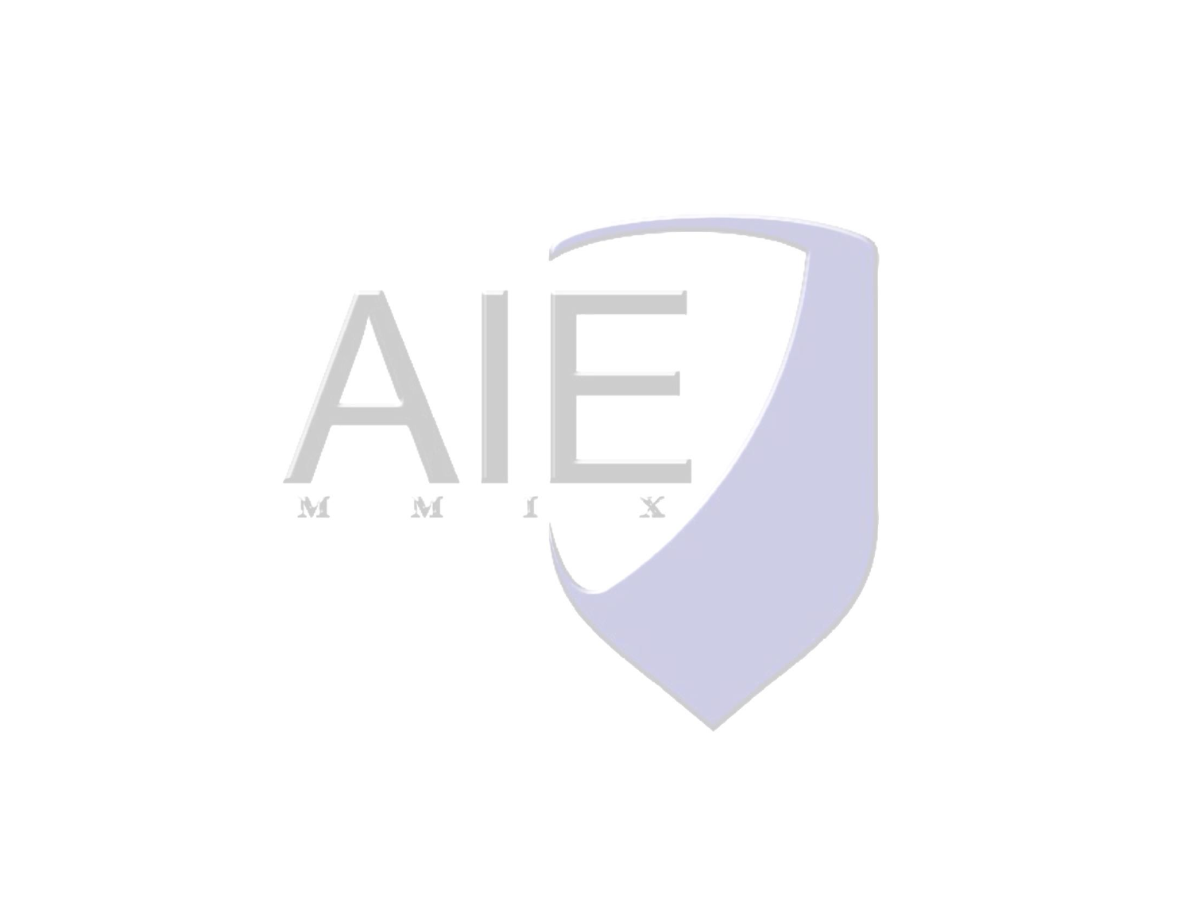AIE

M M I X